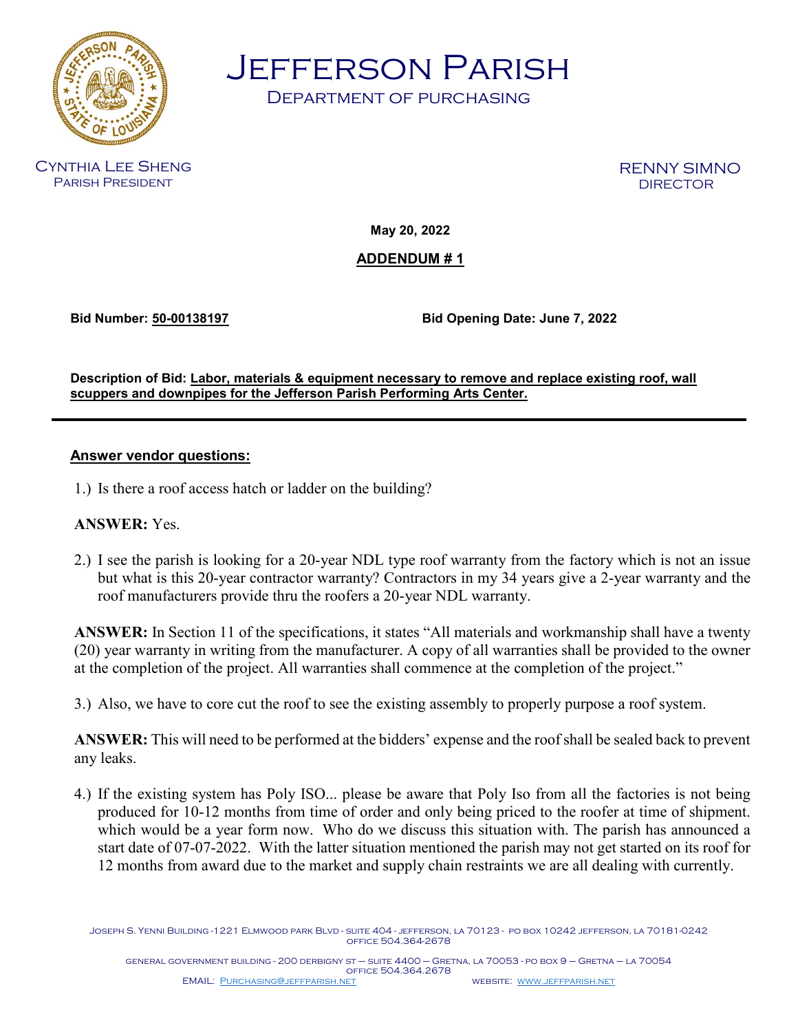# Jefferson Parish

## Department of purchasing

Cynthia Lee Sheng
Parish President

RENNY SIMNO
DIRECTOR

**May 20, 2022**

**ADDENDUM # 1**

**Bid Number: 50-00138197** **Bid Opening Date: June 7, 2022**

**Description of Bid: Labor, materials & equipment necessary to remove and replace existing roof, wall scuppers and downpipes for the Jefferson Parish Performing Arts Center.**

---

**Answer vendor questions:**

1.) Is there a roof access hatch or ladder on the building?

**ANSWER:** Yes.

2.) I see the parish is looking for a 20-year NDL type roof warranty from the factory which is not an issue but what is this 20-year contractor warranty? Contractors in my 34 years give a 2-year warranty and the roof manufacturers provide thru the roofers a 20-year NDL warranty.

**ANSWER:** In Section 11 of the specifications, it states "All materials and workmanship shall have a twenty (20) year warranty in writing from the manufacturer. A copy of all warranties shall be provided to the owner at the completion of the project. All warranties shall commence at the completion of the project."

3.) Also, we have to core cut the roof to see the existing assembly to properly purpose a roof system.

**ANSWER:** This will need to be performed at the bidders' expense and the roof shall be sealed back to prevent any leaks.

4.) If the existing system has Poly ISO... please be aware that Poly Iso from all the factories is not being produced for 10-12 months from time of order and only being priced to the roofer at time of shipment. which would be a year form now. Who do we discuss this situation with. The parish has announced a start date of 07-07-2022. With the latter situation mentioned the parish may not get started on its roof for 12 months from award due to the market and supply chain restraints we are all dealing with currently.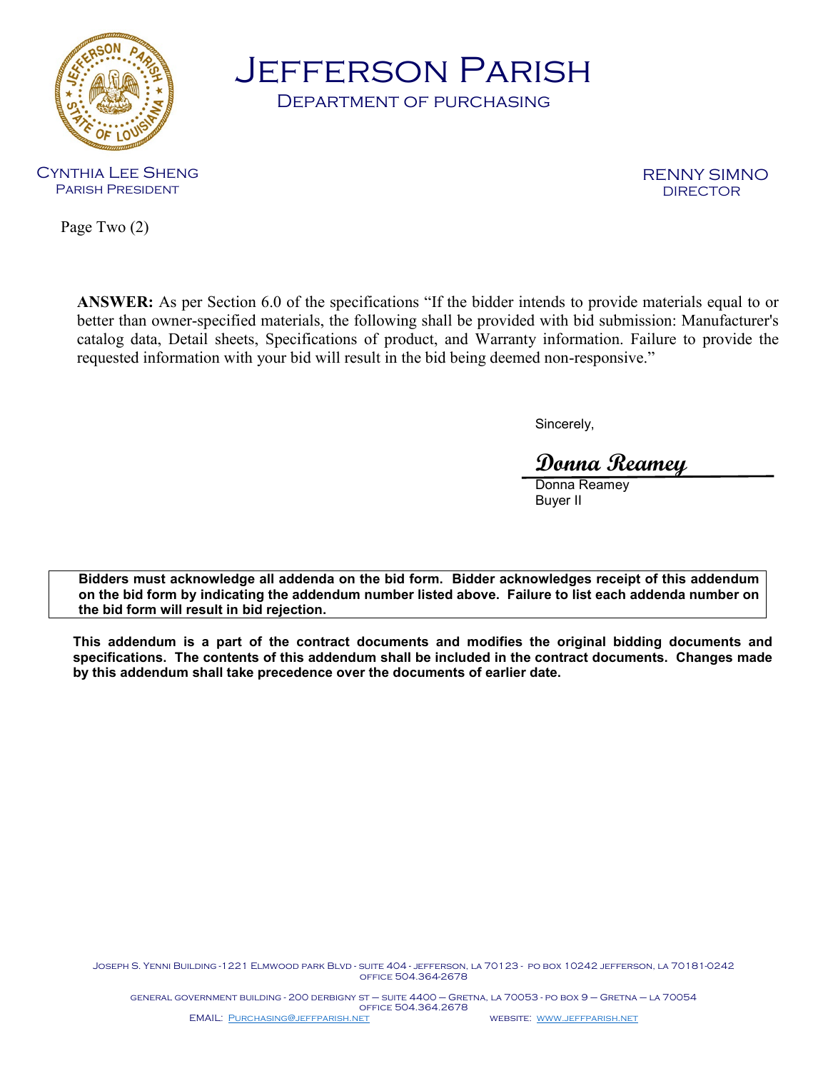# Jefferson Parish

## Department of purchasing

Cynthia Lee Sheng
Parish President

RENNY SIMNO
DIRECTOR

Page Two (2)

**ANSWER:** As per Section 6.0 of the specifications "If the bidder intends to provide materials equal to or better than owner-specified materials, the following shall be provided with bid submission: Manufacturer's catalog data, Detail sheets, Specifications of product, and Warranty information. Failure to provide the requested information with your bid will result in the bid being deemed non-responsive."

Sincerely,

*Donna Reamey*
Donna Reamey
Buyer II

**Bidders must acknowledge all addenda on the bid form. Bidder acknowledges receipt of this addendum on the bid form by indicating the addendum number listed above. Failure to list each addenda number on the bid form will result in bid rejection.**

**This addendum is a part of the contract documents and modifies the original bidding documents and specifications. The contents of this addendum shall be included in the contract documents. Changes made by this addendum shall take precedence over the documents of earlier date.**

Joseph S. Yenni Building -1221 Elmwood park Blvd - suite 404 - jefferson, la 70123 - po box 10242 jefferson, la 70181-0242
office 504.364-2678

general government building - 200 derbigny st – suite 4400 – Gretna, la 70053 - po box 9 – Gretna – la 70054
office 504.364.2678

EMAIL: Purchasing@jeffparish.net website: www.jeffparish.net